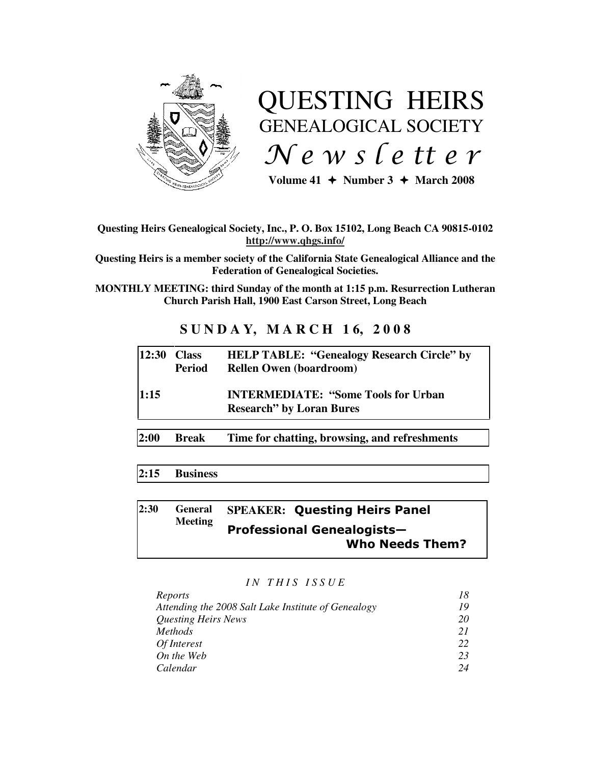# QUESTING HEIRS GENEALOGICAL SOCIETY *Newsletter*

**Volume 41 ✦ Number 3 ✦ March 2008**

**Questing Heirs Genealogical Society, Inc., P. O. Box 15102, Long Beach CA 90815-0102**
**http://www.qhgs.info/**

**Questing Heirs is a member society of the California State Genealogical Alliance and the Federation of Genealogical Societies.**

**MONTHLY MEETING: third Sunday of the month at 1:15 p.m. Resurrection Lutheran Church Parish Hall, 1900 East Carson Street, Long Beach**

## SUNDAY, MARCH 16, 2008

| | | |
|---|---|---|
| **12:30** | **Class Period** | **HELP TABLE: "Genealogy Research Circle" by Rellen Owen (boardroom)** |
| **1:15** | | **INTERMEDIATE: "Some Tools for Urban Research" by Loran Bures** |
| **2:00** | **Break** | **Time for chatting, browsing, and refreshments** |
| **2:15** | **Business** | |
| **2:30** | **General Meeting** | **SPEAKER: Questing Heirs Panel**<br>**Professional Genealogists—Who Needs Them?** |

*IN THIS ISSUE*

| | |
|---|---|
| *Reports* | *18* |
| *Attending the 2008 Salt Lake Institute of Genealogy* | *19* |
| *Questing Heirs News* | *20* |
| *Methods* | *21* |
| *Of Interest* | *22* |
| *On the Web* | *23* |
| *Calendar* | *24* |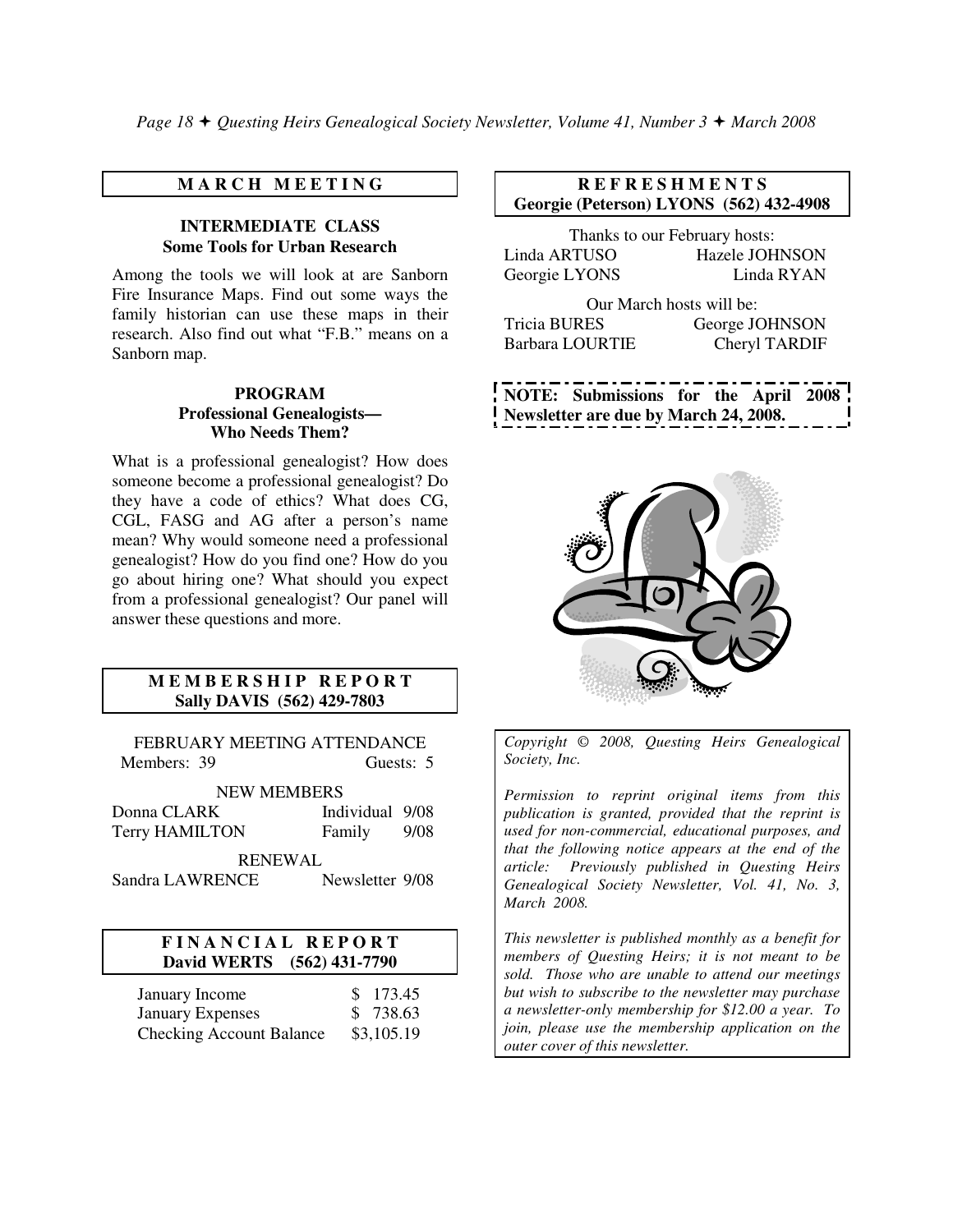## M A R C H   M E E T I N G

### INTERMEDIATE CLASS
**Some Tools for Urban Research**

Among the tools we will look at are Sanborn Fire Insurance Maps. Find out some ways the family historian can use these maps in their research. Also find out what "F.B." means on a Sanborn map.

### PROGRAM
**Professional Genealogists— Who Needs Them?**

What is a professional genealogist? How does someone become a professional genealogist? Do they have a code of ethics? What does CG, CGL, FASG and AG after a person's name mean? Why would someone need a professional genealogist? How do you find one? How do you go about hiring one? What should you expect from a professional genealogist? Our panel will answer these questions and more.

## M E M B E R S H I P   R E P O R T
**Sally DAVIS (562) 429-7803**

FEBRUARY MEETING ATTENDANCE

Members: 39 Guests: 5

NEW MEMBERS

| | | |
|---|---|---|
| Donna CLARK | Individual | 9/08 |
| Terry HAMILTON | Family | 9/08 |

RENEWAL

| | | |
|---|---|---|
| Sandra LAWRENCE | Newsletter | 9/08 |

## F I N A N C I A L   R E P O R T
**David WERTS (562) 431-7790**

| | |
|---|---|
| January Income | $ 173.45 |
| January Expenses | $ 738.63 |
| Checking Account Balance | $3,105.19 |

## R E F R E S H M E N T S
**Georgie (Peterson) LYONS (562) 432-4908**

Thanks to our February hosts:

| | |
|---|---|
| Linda ARTUSO | Hazele JOHNSON |
| Georgie LYONS | Linda RYAN |

Our March hosts will be:

| | |
|---|---|
| Tricia BURES | George JOHNSON |
| Barbara LOURTIE | Cheryl TARDIF |

**NOTE: Submissions for the April 2008 Newsletter are due by March 24, 2008.**

*Copyright © 2008, Questing Heirs Genealogical Society, Inc.*

*Permission to reprint original items from this publication is granted, provided that the reprint is used for non-commercial, educational purposes, and that the following notice appears at the end of the article: Previously published in Questing Heirs Genealogical Society Newsletter, Vol. 41, No. 3, March 2008.*

*This newsletter is published monthly as a benefit for members of Questing Heirs; it is not meant to be sold. Those who are unable to attend our meetings but wish to subscribe to the newsletter may purchase a newsletter-only membership for $12.00 a year. To join, please use the membership application on the outer cover of this newsletter.*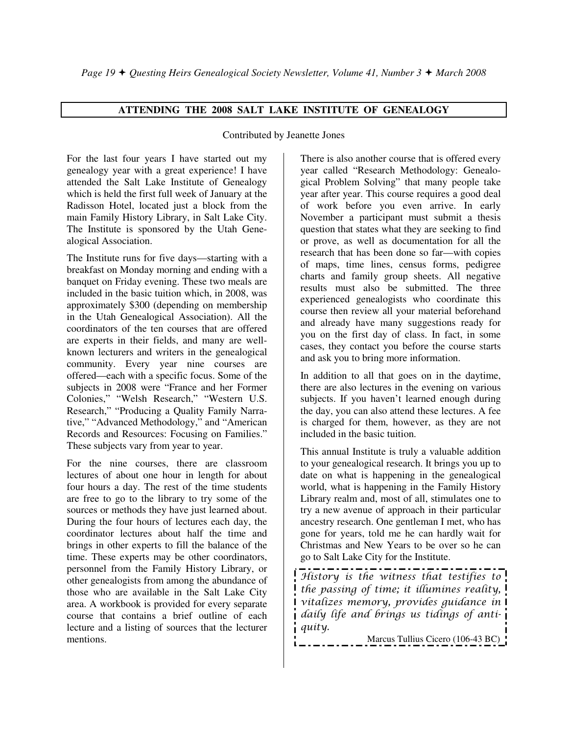## ATTENDING THE 2008 SALT LAKE INSTITUTE OF GENEALOGY

Contributed by Jeanette Jones

For the last four years I have started out my genealogy year with a great experience! I have attended the Salt Lake Institute of Genealogy which is held the first full week of January at the Radisson Hotel, located just a block from the main Family History Library, in Salt Lake City. The Institute is sponsored by the Utah Genealogical Association.

The Institute runs for five days—starting with a breakfast on Monday morning and ending with a banquet on Friday evening. These two meals are included in the basic tuition which, in 2008, was approximately $300 (depending on membership in the Utah Genealogical Association). All the coordinators of the ten courses that are offered are experts in their fields, and many are well-known lecturers and writers in the genealogical community. Every year nine courses are offered—each with a specific focus. Some of the subjects in 2008 were "France and her Former Colonies," "Welsh Research," "Western U.S. Research," "Producing a Quality Family Narrative," "Advanced Methodology," and "American Records and Resources: Focusing on Families." These subjects vary from year to year.

For the nine courses, there are classroom lectures of about one hour in length for about four hours a day. The rest of the time students are free to go to the library to try some of the sources or methods they have just learned about. During the four hours of lectures each day, the coordinator lectures about half the time and brings in other experts to fill the balance of the time. These experts may be other coordinators, personnel from the Family History Library, or other genealogists from among the abundance of those who are available in the Salt Lake City area. A workbook is provided for every separate course that contains a brief outline of each lecture and a listing of sources that the lecturer mentions.

There is also another course that is offered every year called "Research Methodology: Genealogical Problem Solving" that many people take year after year. This course requires a good deal of work before you even arrive. In early November a participant must submit a thesis question that states what they are seeking to find or prove, as well as documentation for all the research that has been done so far—with copies of maps, time lines, census forms, pedigree charts and family group sheets. All negative results must also be submitted. The three experienced genealogists who coordinate this course then review all your material beforehand and already have many suggestions ready for you on the first day of class. In fact, in some cases, they contact you before the course starts and ask you to bring more information.

In addition to all that goes on in the daytime, there are also lectures in the evening on various subjects. If you haven't learned enough during the day, you can also attend these lectures. A fee is charged for them, however, as they are not included in the basic tuition.

This annual Institute is truly a valuable addition to your genealogical research. It brings you up to date on what is happening in the genealogical world, what is happening in the Family History Library realm and, most of all, stimulates one to try a new avenue of approach in their particular ancestry research. One gentleman I met, who has gone for years, told me he can hardly wait for Christmas and New Years to be over so he can go to Salt Lake City for the Institute.

> *History is the witness that testifies to the passing of time; it illumines reality, vitalizes memory, provides guidance in daily life and brings us tidings of antiquity.*
>
> Marcus Tullius Cicero (106-43 BC)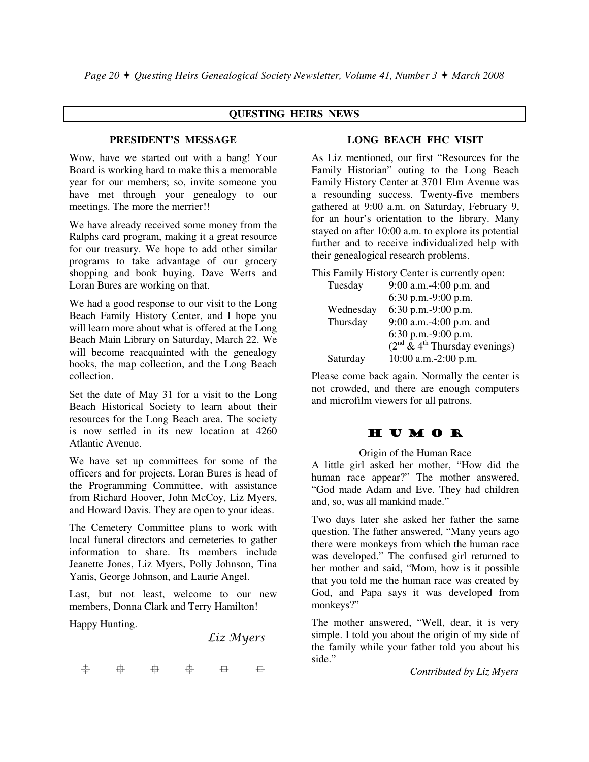## QUESTING HEIRS NEWS

### PRESIDENT'S MESSAGE

Wow, have we started out with a bang! Your Board is working hard to make this a memorable year for our members; so, invite someone you have met through your genealogy to our meetings. The more the merrier!!

We have already received some money from the Ralphs card program, making it a great resource for our treasury. We hope to add other similar programs to take advantage of our grocery shopping and book buying. Dave Werts and Loran Bures are working on that.

We had a good response to our visit to the Long Beach Family History Center, and I hope you will learn more about what is offered at the Long Beach Main Library on Saturday, March 22. We will become reacquainted with the genealogy books, the map collection, and the Long Beach collection.

Set the date of May 31 for a visit to the Long Beach Historical Society to learn about their resources for the Long Beach area. The society is now settled in its new location at 4260 Atlantic Avenue.

We have set up committees for some of the officers and for projects. Loran Bures is head of the Programming Committee, with assistance from Richard Hoover, John McCoy, Liz Myers, and Howard Davis. They are open to your ideas.

The Cemetery Committee plans to work with local funeral directors and cemeteries to gather information to share. Its members include Jeanette Jones, Liz Myers, Polly Johnson, Tina Yanis, George Johnson, and Laurie Angel.

Last, but not least, welcome to our new members, Donna Clark and Terry Hamilton!

Happy Hunting.

*Liz Myers*

### LONG BEACH FHC VISIT

As Liz mentioned, our first "Resources for the Family Historian" outing to the Long Beach Family History Center at 3701 Elm Avenue was a resounding success. Twenty-five members gathered at 9:00 a.m. on Saturday, February 9, for an hour's orientation to the library. Many stayed on after 10:00 a.m. to explore its potential further and to receive individualized help with their genealogical research problems.

This Family History Center is currently open:

| | |
|---|---|
| Tuesday | 9:00 a.m.-4:00 p.m. and 6:30 p.m.-9:00 p.m. |
| Wednesday | 6:30 p.m.-9:00 p.m. |
| Thursday | 9:00 a.m.-4:00 p.m. and 6:30 p.m.-9:00 p.m. (2nd & 4th Thursday evenings) |
| Saturday | 10:00 a.m.-2:00 p.m. |

Please come back again. Normally the center is not crowded, and there are enough computers and microfilm viewers for all patrons.

### HUMOR

Origin of the Human Race

A little girl asked her mother, "How did the human race appear?" The mother answered, "God made Adam and Eve. They had children and, so, was all mankind made."

Two days later she asked her father the same question. The father answered, "Many years ago there were monkeys from which the human race was developed." The confused girl returned to her mother and said, "Mom, how is it possible that you told me the human race was created by God, and Papa says it was developed from monkeys?"

The mother answered, "Well, dear, it is very simple. I told you about the origin of my side of the family while your father told you about his side."

*Contributed by Liz Myers*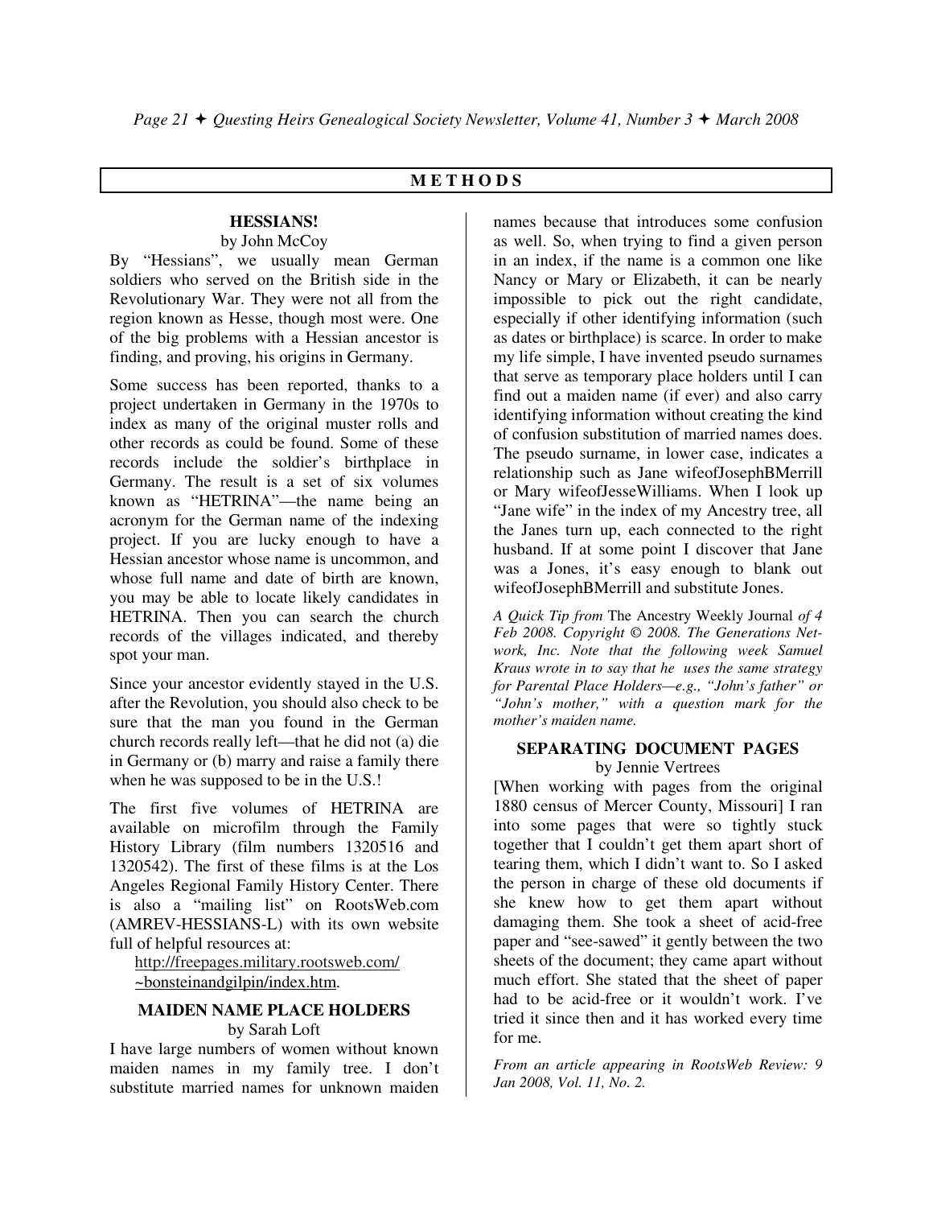## METHODS

### HESSIANS!

by John McCoy

By "Hessians", we usually mean German soldiers who served on the British side in the Revolutionary War. They were not all from the region known as Hesse, though most were. One of the big problems with a Hessian ancestor is finding, and proving, his origins in Germany.

Some success has been reported, thanks to a project undertaken in Germany in the 1970s to index as many of the original muster rolls and other records as could be found. Some of these records include the soldier's birthplace in Germany. The result is a set of six volumes known as "HETRINA"—the name being an acronym for the German name of the indexing project. If you are lucky enough to have a Hessian ancestor whose name is uncommon, and whose full name and date of birth are known, you may be able to locate likely candidates in HETRINA. Then you can search the church records of the villages indicated, and thereby spot your man.

Since your ancestor evidently stayed in the U.S. after the Revolution, you should also check to be sure that the man you found in the German church records really left—that he did not (a) die in Germany or (b) marry and raise a family there when he was supposed to be in the U.S.!

The first five volumes of HETRINA are available on microfilm through the Family History Library (film numbers 1320516 and 1320542). The first of these films is at the Los Angeles Regional Family History Center. There is also a "mailing list" on RootsWeb.com (AMREV-HESSIANS-L) with its own website full of helpful resources at:

http://freepages.military.rootsweb.com/~bonsteinandgilpin/index.htm.

### MAIDEN NAME PLACE HOLDERS

by Sarah Loft

I have large numbers of women without known maiden names in my family tree. I don't substitute married names for unknown maiden names because that introduces some confusion as well. So, when trying to find a given person in an index, if the name is a common one like Nancy or Mary or Elizabeth, it can be nearly impossible to pick out the right candidate, especially if other identifying information (such as dates or birthplace) is scarce. In order to make my life simple, I have invented pseudo surnames that serve as temporary place holders until I can find out a maiden name (if ever) and also carry identifying information without creating the kind of confusion substitution of married names does. The pseudo surname, in lower case, indicates a relationship such as Jane wifeofJosephBMerrill or Mary wifeofJesseWilliams. When I look up "Jane wife" in the index of my Ancestry tree, all the Janes turn up, each connected to the right husband. If at some point I discover that Jane was a Jones, it's easy enough to blank out wifeofJosephBMerrill and substitute Jones.

*A Quick Tip from* The Ancestry Weekly Journal *of 4 Feb 2008. Copyright © 2008. The Generations Network, Inc. Note that the following week Samuel Kraus wrote in to say that he uses the same strategy for Parental Place Holders—e.g., "John's father" or "John's mother," with a question mark for the mother's maiden name.*

### SEPARATING DOCUMENT PAGES

by Jennie Vertrees

[When working with pages from the original 1880 census of Mercer County, Missouri] I ran into some pages that were so tightly stuck together that I couldn't get them apart short of tearing them, which I didn't want to. So I asked the person in charge of these old documents if she knew how to get them apart without damaging them. She took a sheet of acid-free paper and "see-sawed" it gently between the two sheets of the document; they came apart without much effort. She stated that the sheet of paper had to be acid-free or it wouldn't work. I've tried it since then and it has worked every time for me.

*From an article appearing in RootsWeb Review: 9 Jan 2008, Vol. 11, No. 2.*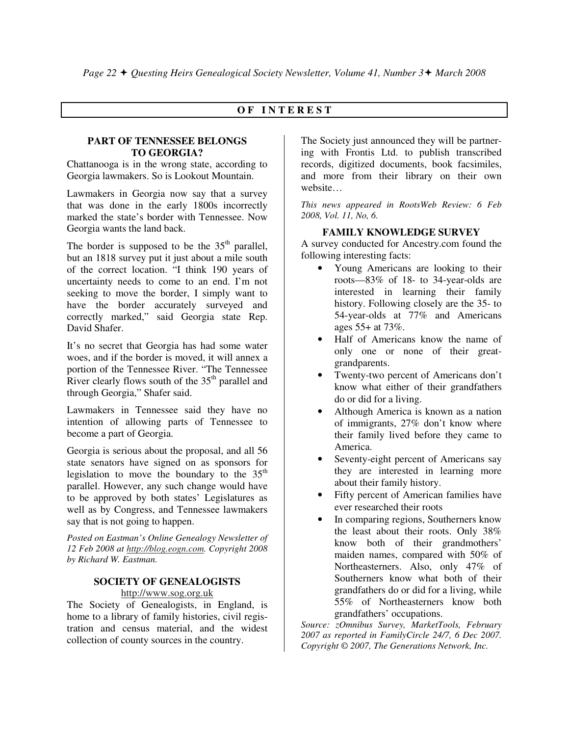## OF INTEREST

### PART OF TENNESSEE BELONGS TO GEORGIA?

Chattanooga is in the wrong state, according to Georgia lawmakers. So is Lookout Mountain.

Lawmakers in Georgia now say that a survey that was done in the early 1800s incorrectly marked the state's border with Tennessee. Now Georgia wants the land back.

The border is supposed to be the 35th parallel, but an 1818 survey put it just about a mile south of the correct location. "I think 190 years of uncertainty needs to come to an end. I'm not seeking to move the border, I simply want to have the border accurately surveyed and correctly marked," said Georgia state Rep. David Shafer.

It's no secret that Georgia has had some water woes, and if the border is moved, it will annex a portion of the Tennessee River. "The Tennessee River clearly flows south of the 35th parallel and through Georgia," Shafer said.

Lawmakers in Tennessee said they have no intention of allowing parts of Tennessee to become a part of Georgia.

Georgia is serious about the proposal, and all 56 state senators have signed on as sponsors for legislation to move the boundary to the 35th parallel. However, any such change would have to be approved by both states' Legislatures as well as by Congress, and Tennessee lawmakers say that is not going to happen.

*Posted on Eastman's Online Genealogy Newsletter of 12 Feb 2008 at http://blog.eogn.com. Copyright 2008 by Richard W. Eastman.*

### SOCIETY OF GENEALOGISTS

http://www.sog.org.uk

The Society of Genealogists, in England, is home to a library of family histories, civil registration and census material, and the widest collection of county sources in the country.

The Society just announced they will be partnering with Frontis Ltd. to publish transcribed records, digitized documents, book facsimiles, and more from their library on their own website…

*This news appeared in RootsWeb Review: 6 Feb 2008, Vol. 11, No, 6.*

### FAMILY KNOWLEDGE SURVEY

A survey conducted for Ancestry.com found the following interesting facts:

- Young Americans are looking to their roots—83% of 18- to 34-year-olds are interested in learning their family history. Following closely are the 35- to 54-year-olds at 77% and Americans ages 55+ at 73%.
- Half of Americans know the name of only one or none of their great-grandparents.
- Twenty-two percent of Americans don't know what either of their grandfathers do or did for a living.
- Although America is known as a nation of immigrants, 27% don't know where their family lived before they came to America.
- Seventy-eight percent of Americans say they are interested in learning more about their family history.
- Fifty percent of American families have ever researched their roots
- In comparing regions, Southerners know the least about their roots. Only 38% know both of their grandmothers' maiden names, compared with 50% of Northeasterners. Also, only 47% of Southerners know what both of their grandfathers do or did for a living, while 55% of Northeasterners know both grandfathers' occupations.

*Source: zOmnibus Survey, MarketTools, February 2007 as reported in FamilyCircle 24/7, 6 Dec 2007. Copyright © 2007, The Generations Network, Inc.*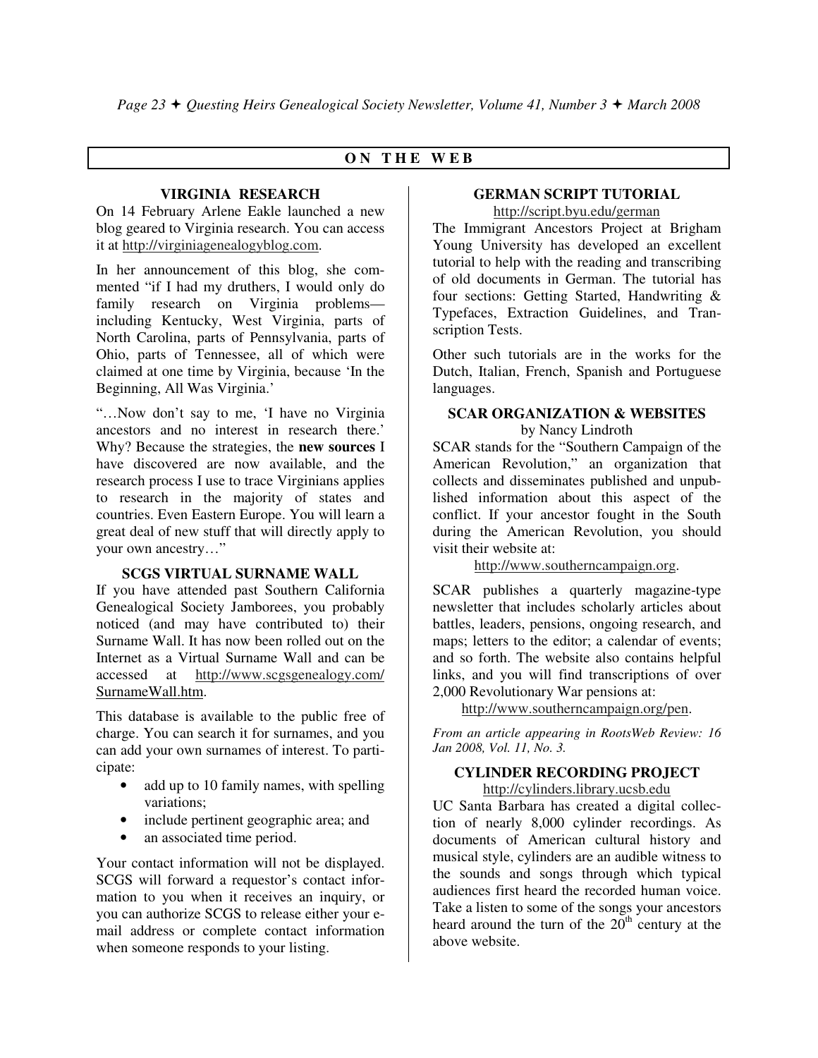## ON THE WEB

### VIRGINIA RESEARCH

On 14 February Arlene Eakle launched a new blog geared to Virginia research. You can access it at http://virginiagenealogyblog.com.

In her announcement of this blog, she commented "if I had my druthers, I would only do family research on Virginia problems—including Kentucky, West Virginia, parts of North Carolina, parts of Pennsylvania, parts of Ohio, parts of Tennessee, all of which were claimed at one time by Virginia, because 'In the Beginning, All Was Virginia.'

"…Now don't say to me, 'I have no Virginia ancestors and no interest in research there.' Why? Because the strategies, the **new sources** I have discovered are now available, and the research process I use to trace Virginians applies to research in the majority of states and countries. Even Eastern Europe. You will learn a great deal of new stuff that will directly apply to your own ancestry…"

### SCGS VIRTUAL SURNAME WALL

If you have attended past Southern California Genealogical Society Jamborees, you probably noticed (and may have contributed to) their Surname Wall. It has now been rolled out on the Internet as a Virtual Surname Wall and can be accessed at http://www.scgsgenealogy.com/SurnameWall.htm.

This database is available to the public free of charge. You can search it for surnames, and you can add your own surnames of interest. To participate:

- add up to 10 family names, with spelling variations;
- include pertinent geographic area; and
- an associated time period.

Your contact information will not be displayed. SCGS will forward a requestor's contact information to you when it receives an inquiry, or you can authorize SCGS to release either your e-mail address or complete contact information when someone responds to your listing.

### GERMAN SCRIPT TUTORIAL

http://script.byu.edu/german

The Immigrant Ancestors Project at Brigham Young University has developed an excellent tutorial to help with the reading and transcribing of old documents in German. The tutorial has four sections: Getting Started, Handwriting & Typefaces, Extraction Guidelines, and Transcription Tests.

Other such tutorials are in the works for the Dutch, Italian, French, Spanish and Portuguese languages.

### SCAR ORGANIZATION & WEBSITES

by Nancy Lindroth

SCAR stands for the "Southern Campaign of the American Revolution," an organization that collects and disseminates published and unpublished information about this aspect of the conflict. If your ancestor fought in the South during the American Revolution, you should visit their website at:

http://www.southerncampaign.org.

SCAR publishes a quarterly magazine-type newsletter that includes scholarly articles about battles, leaders, pensions, ongoing research, and maps; letters to the editor; a calendar of events; and so forth. The website also contains helpful links, and you will find transcriptions of over 2,000 Revolutionary War pensions at:

http://www.southerncampaign.org/pen.

*From an article appearing in RootsWeb Review: 16 Jan 2008, Vol. 11, No. 3.*

### CYLINDER RECORDING PROJECT

http://cylinders.library.ucsb.edu

UC Santa Barbara has created a digital collection of nearly 8,000 cylinder recordings. As documents of American cultural history and musical style, cylinders are an audible witness to the sounds and songs through which typical audiences first heard the recorded human voice. Take a listen to some of the songs your ancestors heard around the turn of the 20th century at the above website.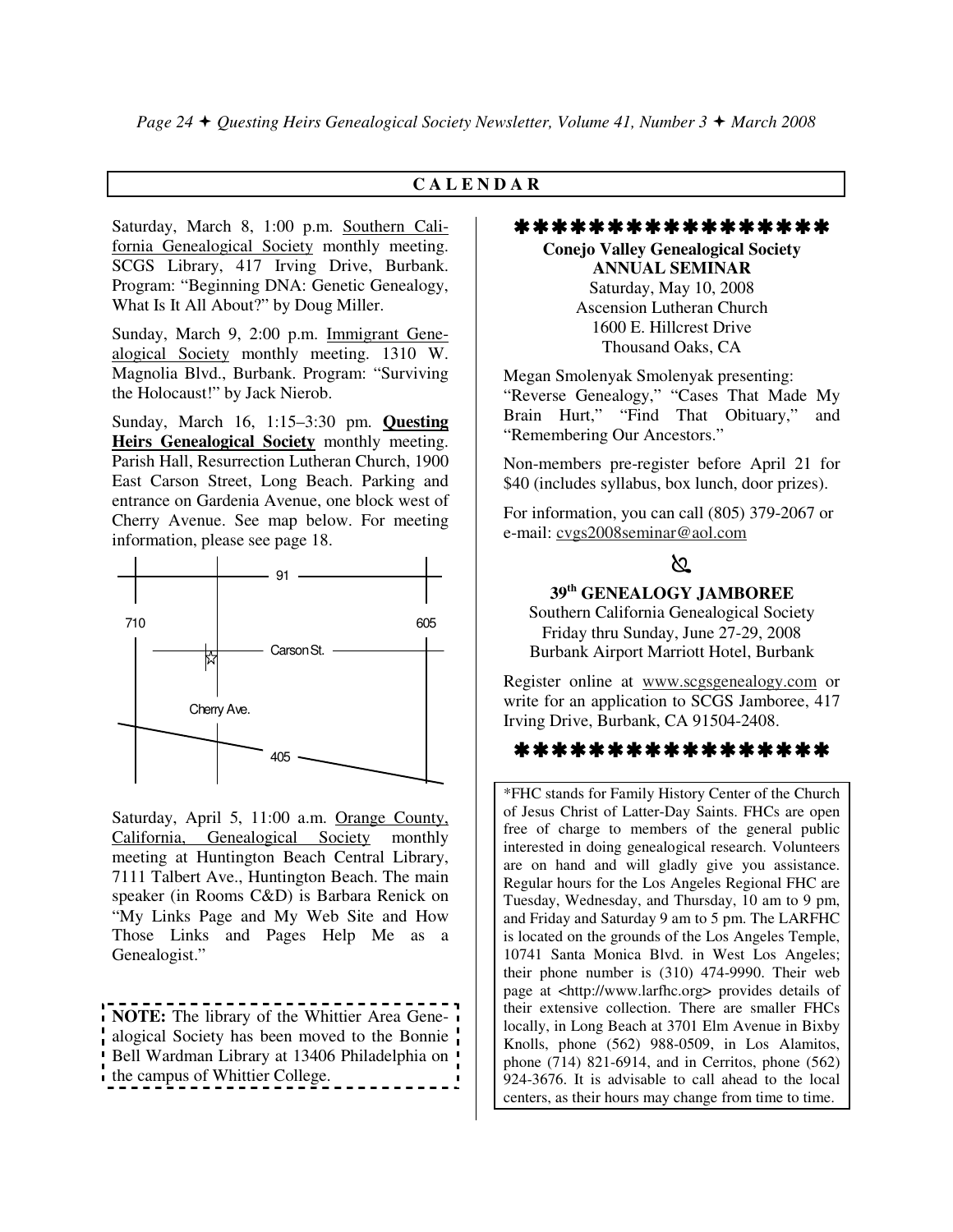## C A L E N D A R

Saturday, March 8, 1:00 p.m. Southern California Genealogical Society monthly meeting. SCGS Library, 417 Irving Drive, Burbank. Program: "Beginning DNA: Genetic Genealogy, What Is It All About?" by Doug Miller.

Sunday, March 9, 2:00 p.m. Immigrant Genealogical Society monthly meeting. 1310 W. Magnolia Blvd., Burbank. Program: "Surviving the Holocaust!" by Jack Nierob.

Sunday, March 16, 1:15–3:30 pm. **Questing Heirs Genealogical Society** monthly meeting. Parish Hall, Resurrection Lutheran Church, 1900 East Carson Street, Long Beach. Parking and entrance on Gardenia Avenue, one block west of Cherry Avenue. See map below. For meeting information, please see page 18.

91

710

605

Carson St.

Cherry Ave.

405

Saturday, April 5, 11:00 a.m. Orange County, California, Genealogical Society monthly meeting at Huntington Beach Central Library, 7111 Talbert Ave., Huntington Beach. The main speaker (in Rooms C&D) is Barbara Renick on "My Links Page and My Web Site and How Those Links and Pages Help Me as a Genealogist."

**NOTE:** The library of the Whittier Area Genealogical Society has been moved to the Bonnie Bell Wardman Library at 13406 Philadelphia on the campus of Whittier College.

✱✱✱✱✱✱✱✱✱✱✱✱✱✱✱✱✱

**Conejo Valley Genealogical Society**
**ANNUAL SEMINAR**
Saturday, May 10, 2008
Ascension Lutheran Church
1600 E. Hillcrest Drive
Thousand Oaks, CA

Megan Smolenyak Smolenyak presenting: "Reverse Genealogy," "Cases That Made My Brain Hurt," "Find That Obituary," and "Remembering Our Ancestors."

Non-members pre-register before April 21 for $40 (includes syllabus, box lunch, door prizes).

For information, you can call (805) 379-2067 or e-mail: cvgs2008seminar@aol.com

**39th GENEALOGY JAMBOREE**
Southern California Genealogical Society
Friday thru Sunday, June 27-29, 2008
Burbank Airport Marriott Hotel, Burbank

Register online at www.scgsgenealogy.com or write for an application to SCGS Jamboree, 417 Irving Drive, Burbank, CA 91504-2408.

✱✱✱✱✱✱✱✱✱✱✱✱✱✱✱✱✱

*FHC stands for Family History Center of the Church of Jesus Christ of Latter-Day Saints. FHCs are open free of charge to members of the general public interested in doing genealogical research. Volunteers are on hand and will gladly give you assistance. Regular hours for the Los Angeles Regional FHC are Tuesday, Wednesday, and Thursday, 10 am to 9 pm, and Friday and Saturday 9 am to 5 pm. The LARFHC is located on the grounds of the Los Angeles Temple, 10741 Santa Monica Blvd. in West Los Angeles; their phone number is (310) 474-9990. Their web page at <http://www.larfhc.org> provides details of their extensive collection. There are smaller FHCs locally, in Long Beach at 3701 Elm Avenue in Bixby Knolls, phone (562) 988-0509, in Los Alamitos, phone (714) 821-6914, and in Cerritos, phone (562) 924-3676. It is advisable to call ahead to the local centers, as their hours may change from time to time.